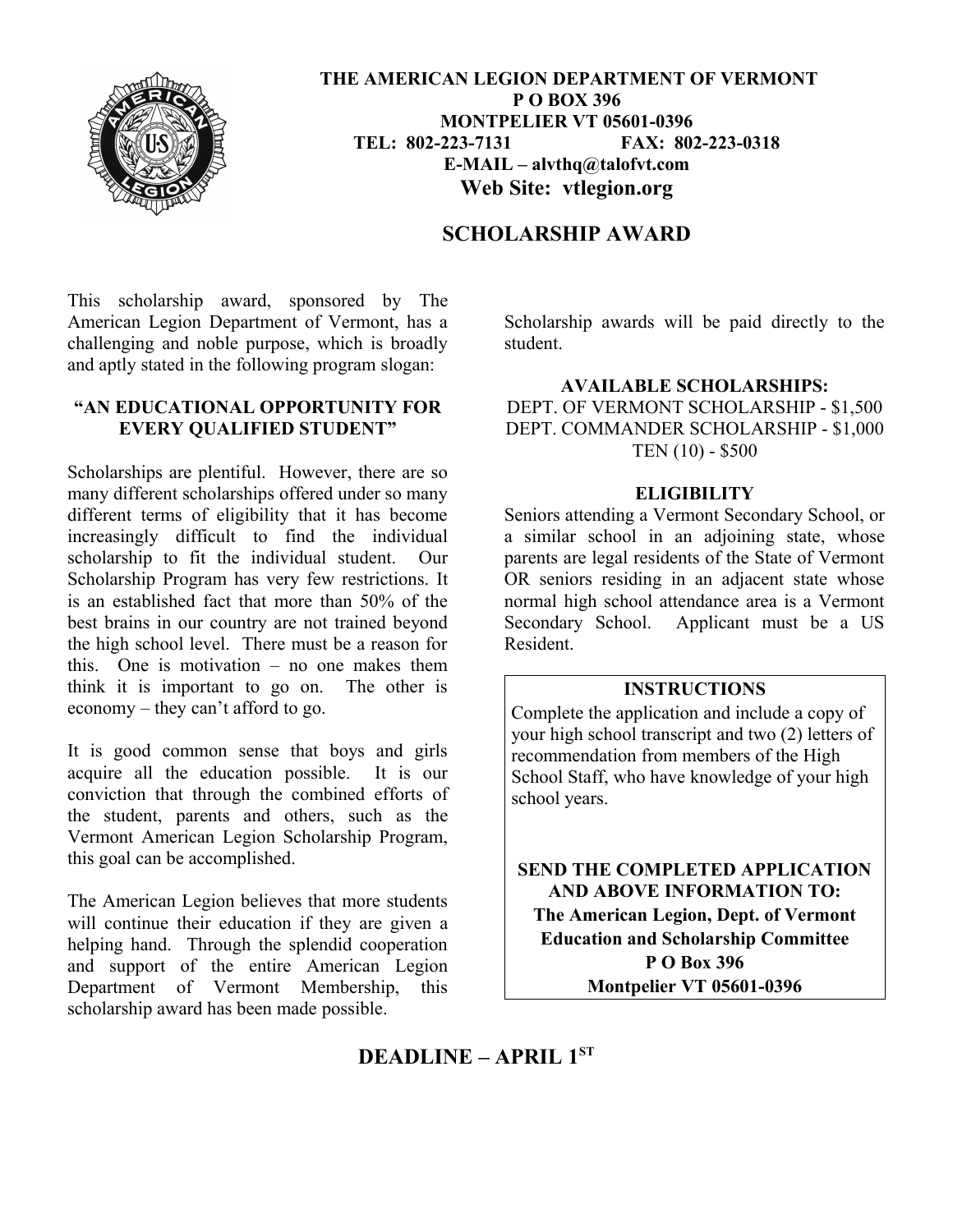**THE AMERICAN LEGION DEPARTMENT OF VERMONT**
**P O BOX 396**
**MONTPELIER VT 05601-0396**
**TEL: 802-223-7131 FAX: 802-223-0318**
**E-MAIL – alvthq@talofvt.com**
**Web Site: vtlegion.org**

# SCHOLARSHIP AWARD

This scholarship award, sponsored by The American Legion Department of Vermont, has a challenging and noble purpose, which is broadly and aptly stated in the following program slogan:

**"AN EDUCATIONAL OPPORTUNITY FOR EVERY QUALIFIED STUDENT"**

Scholarships are plentiful. However, there are so many different scholarships offered under so many different terms of eligibility that it has become increasingly difficult to find the individual scholarship to fit the individual student. Our Scholarship Program has very few restrictions. It is an established fact that more than 50% of the best brains in our country are not trained beyond the high school level. There must be a reason for this. One is motivation – no one makes them think it is important to go on. The other is economy – they can't afford to go.

It is good common sense that boys and girls acquire all the education possible. It is our conviction that through the combined efforts of the student, parents and others, such as the Vermont American Legion Scholarship Program, this goal can be accomplished.

The American Legion believes that more students will continue their education if they are given a helping hand. Through the splendid cooperation and support of the entire American Legion Department of Vermont Membership, this scholarship award has been made possible.

Scholarship awards will be paid directly to the student.

**AVAILABLE SCHOLARSHIPS:**

DEPT. OF VERMONT SCHOLARSHIP - $1,500
DEPT. COMMANDER SCHOLARSHIP - $1,000
TEN (10) - $500

**ELIGIBILITY**

Seniors attending a Vermont Secondary School, or a similar school in an adjoining state, whose parents are legal residents of the State of Vermont OR seniors residing in an adjacent state whose normal high school attendance area is a Vermont Secondary School. Applicant must be a US Resident.

**INSTRUCTIONS**

Complete the application and include a copy of your high school transcript and two (2) letters of recommendation from members of the High School Staff, who have knowledge of your high school years.

**SEND THE COMPLETED APPLICATION AND ABOVE INFORMATION TO:**
**The American Legion, Dept. of Vermont**
**Education and Scholarship Committee**
**P O Box 396**
**Montpelier VT 05601-0396**

## DEADLINE – APRIL 1ST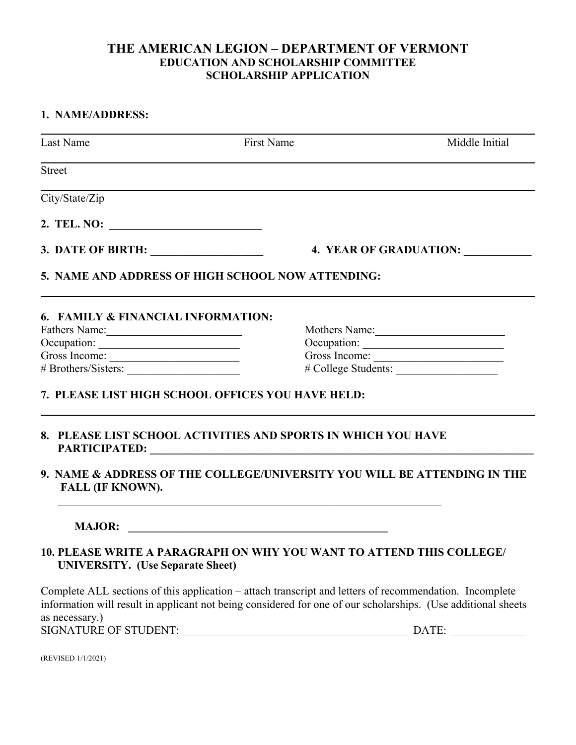# THE AMERICAN LEGION – DEPARTMENT OF VERMONT
## EDUCATION AND SCHOLARSHIP COMMITTEE
## SCHOLARSHIP APPLICATION

**1. NAME/ADDRESS:**

______________________________________________________________________

Last Name                    First Name                    Middle Initial

______________________________________________________________________

Street

______________________________________________________________________

City/State/Zip

**2. TEL. NO: ___________________________**

**3. DATE OF BIRTH:** ____________________    **4. YEAR OF GRADUATION: ____________**

**5. NAME AND ADDRESS OF HIGH SCHOOL NOW ATTENDING:**

______________________________________________________________________

**6. FAMILY & FINANCIAL INFORMATION:**

Fathers Name:________________________    Mothers Name:________________________

Occupation: _________________________    Occupation: _________________________

Gross Income: _______________________    Gross Income: _______________________

# Brothers/Sisters: ____________________    # College Students: __________________

**7. PLEASE LIST HIGH SCHOOL OFFICES YOU HAVE HELD:**

______________________________________________________________________

**8. PLEASE LIST SCHOOL ACTIVITIES AND SPORTS IN WHICH YOU HAVE PARTICIPATED: ______________________________________________________________________**

**9. NAME & ADDRESS OF THE COLLEGE/UNIVERSITY YOU WILL BE ATTENDING IN THE FALL (IF KNOWN).**

______________________________________________________________________

**MAJOR: ________________________________________________**

**10. PLEASE WRITE A PARAGRAPH ON WHY YOU WANT TO ATTEND THIS COLLEGE/ UNIVERSITY. (Use Separate Sheet)**

Complete ALL sections of this application – attach transcript and letters of recommendation. Incomplete information will result in applicant not being considered for one of our scholarships. (Use additional sheets as necessary.)

SIGNATURE OF STUDENT: ________________________________________ DATE: _____________

(REVISED 1/1/2021)